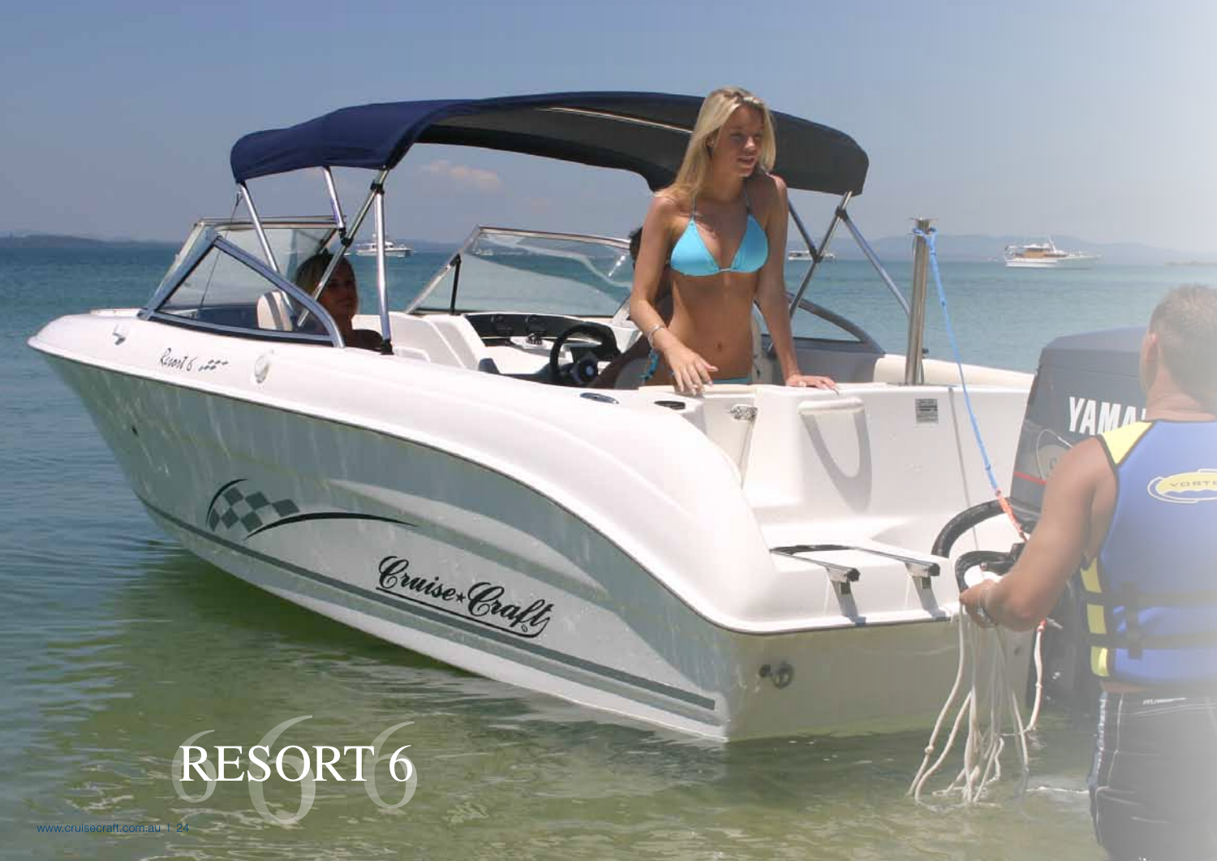# RESORT 6

www.cruisecraft.com.au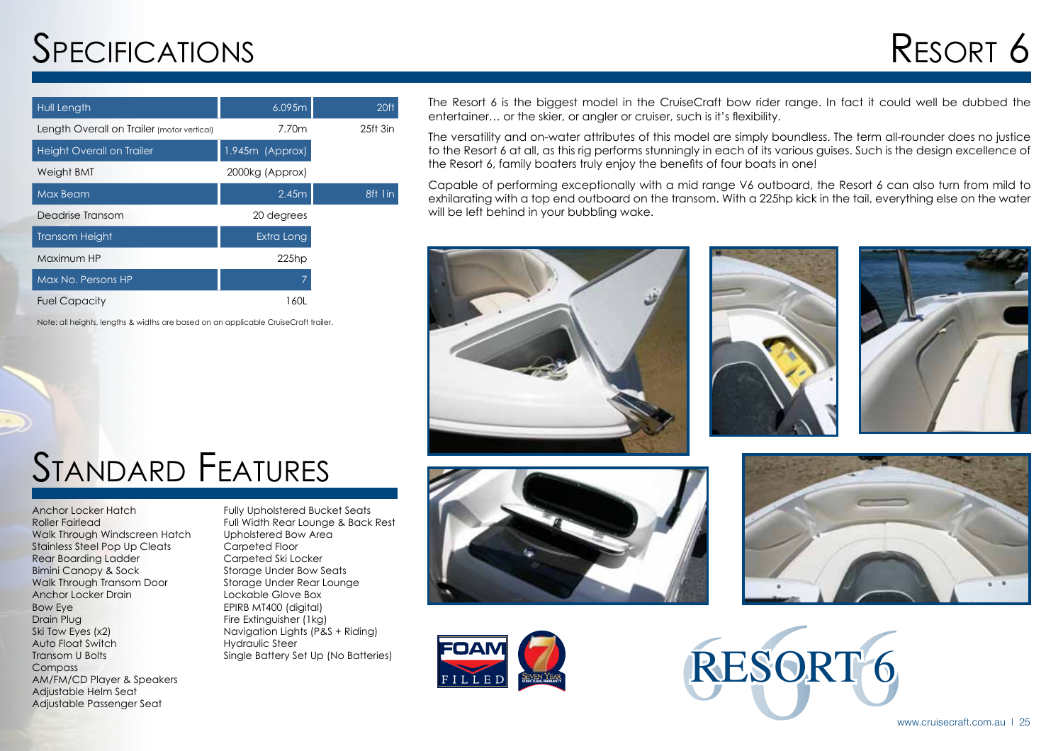# Specifications

# Resort 6

| | | |
|---|---|---|
| Hull Length | 6.095m | 20ft |
| Length Overall on Trailer (motor vertical) | 7.70m | 25ft 3in |
| Height Overall on Trailer | 1.945m (Approx) | |
| Weight BMT | 2000kg (Approx) | |
| Max Beam | 2.45m | 8ft 1in |
| Deadrise Transom | 20 degrees | |
| Transom Height | Extra Long | |
| Maximum HP | 225hp | |
| Max No. Persons HP | 7 | |
| Fuel Capacity | 160L | |

Note: all heights, lengths & widths are based on an applicable CruiseCraft trailer.

The Resort 6 is the biggest model in the CruiseCraft bow rider range. In fact it could well be dubbed the entertainer… or the skier, or angler or cruiser, such is it's flexibility.

The versatility and on-water attributes of this model are simply boundless. The term all-rounder does no justice to the Resort 6 at all, as this rig performs stunningly in each of its various guises. Such is the design excellence of the Resort 6, family boaters truly enjoy the benefits of four boats in one!

Capable of performing exceptionally with a mid range V6 outboard, the Resort 6 can also turn from mild to exhilarating with a top end outboard on the transom. With a 225hp kick in the tail, everything else on the water will be left behind in your bubbling wake.

# Standard Features

- Anchor Locker Hatch
- Roller Fairlead
- Walk Through Windscreen Hatch
- Stainless Steel Pop Up Cleats
- Rear Boarding Ladder
- Bimini Canopy & Sock
- Walk Through Transom Door
- Anchor Locker Drain
- Bow Eye
- Drain Plug
- Ski Tow Eyes (x2)
- Auto Float Switch
- Transom U Bolts
- Compass
- AM/FM/CD Player & Speakers
- Adjustable Helm Seat
- Adjustable Passenger Seat
- Fully Upholstered Bucket Seats
- Full Width Rear Lounge & Back Rest
- Upholstered Bow Area
- Carpeted Floor
- Carpeted Ski Locker
- Storage Under Bow Seats
- Storage Under Rear Lounge
- Lockable Glove Box
- EPIRB MT400 (digital)
- Fire Extinguisher (1kg)
- Navigation Lights (P&S + Riding)
- Hydraulic Steer
- Single Battery Set Up (No Batteries)

FOAM FILLED

7 Seven Year Structural Warranty

RESORT 6

www.cruisecraft.com.au